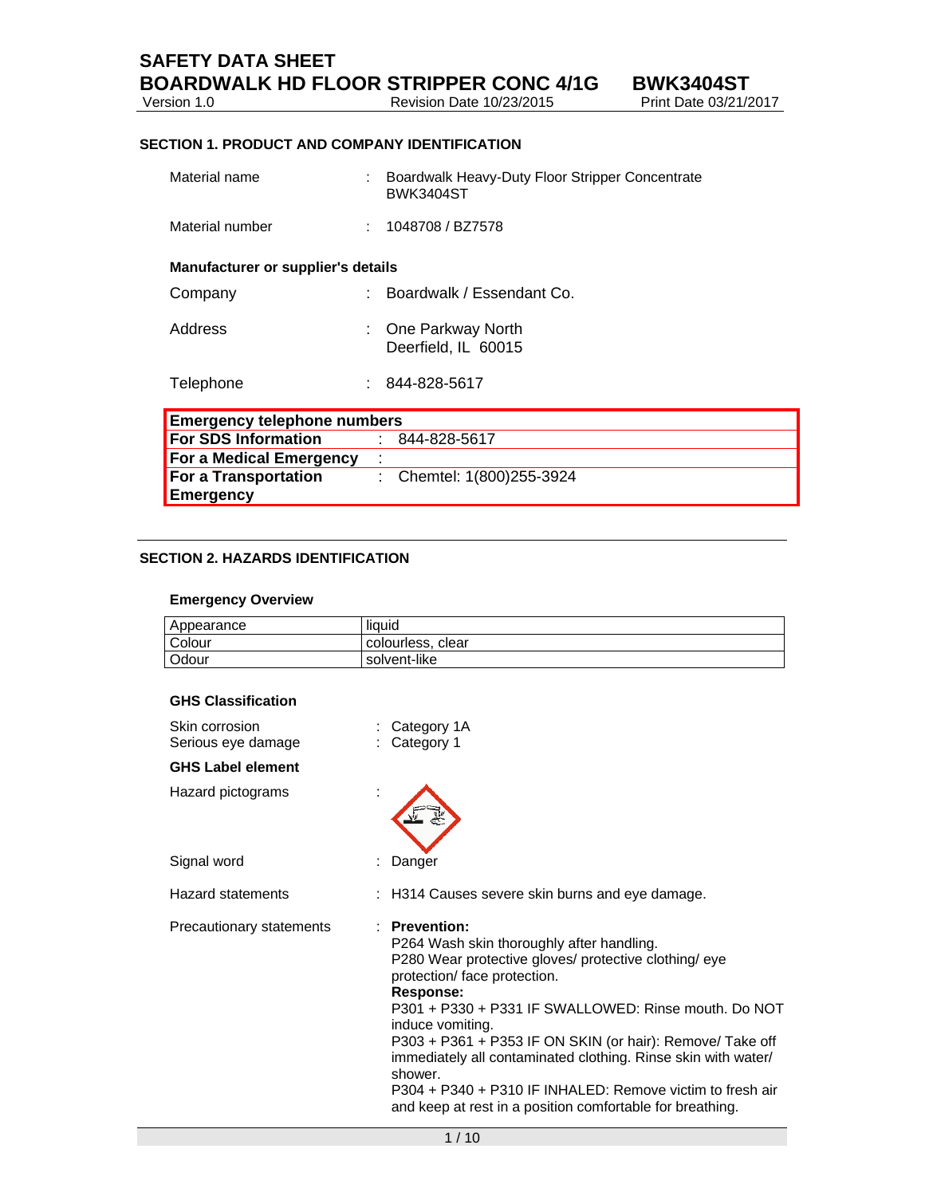# SAFETY DATA SHEET

## BOARDWALK HD FLOOR STRIPPER CONC 4/1G BWK3404ST

Version 1.0 Revision Date 10/23/2015 Print Date 03/21/2017

### SECTION 1. PRODUCT AND COMPANY IDENTIFICATION

Material name : Boardwalk Heavy-Duty Floor Stripper Concentrate BWK3404ST

Material number : 1048708 / BZ7578

**Manufacturer or supplier's details**

Company : Boardwalk / Essendant Co.

Address : One Parkway North
Deerfield, IL 60015

Telephone : 844-828-5617

| **Emergency telephone numbers** | |
|---|---|
| **For SDS Information** | : 844-828-5617 |
| **For a Medical Emergency** | : |
| **For a Transportation Emergency** | : Chemtel: 1(800)255-3924 |

### SECTION 2. HAZARDS IDENTIFICATION

**Emergency Overview**

| Appearance | liquid |
|---|---|
| Colour | colourless, clear |
| Odour | solvent-like |

**GHS Classification**

Skin corrosion : Category 1A
Serious eye damage : Category 1

**GHS Label element**

Hazard pictograms :

Signal word : Danger

Hazard statements : H314 Causes severe skin burns and eye damage.

Precautionary statements : **Prevention:**
P264 Wash skin thoroughly after handling.
P280 Wear protective gloves/ protective clothing/ eye protection/ face protection.
**Response:**
P301 + P330 + P331 IF SWALLOWED: Rinse mouth. Do NOT induce vomiting.
P303 + P361 + P353 IF ON SKIN (or hair): Remove/ Take off immediately all contaminated clothing. Rinse skin with water/ shower.
P304 + P340 + P310 IF INHALED: Remove victim to fresh air and keep at rest in a position comfortable for breathing.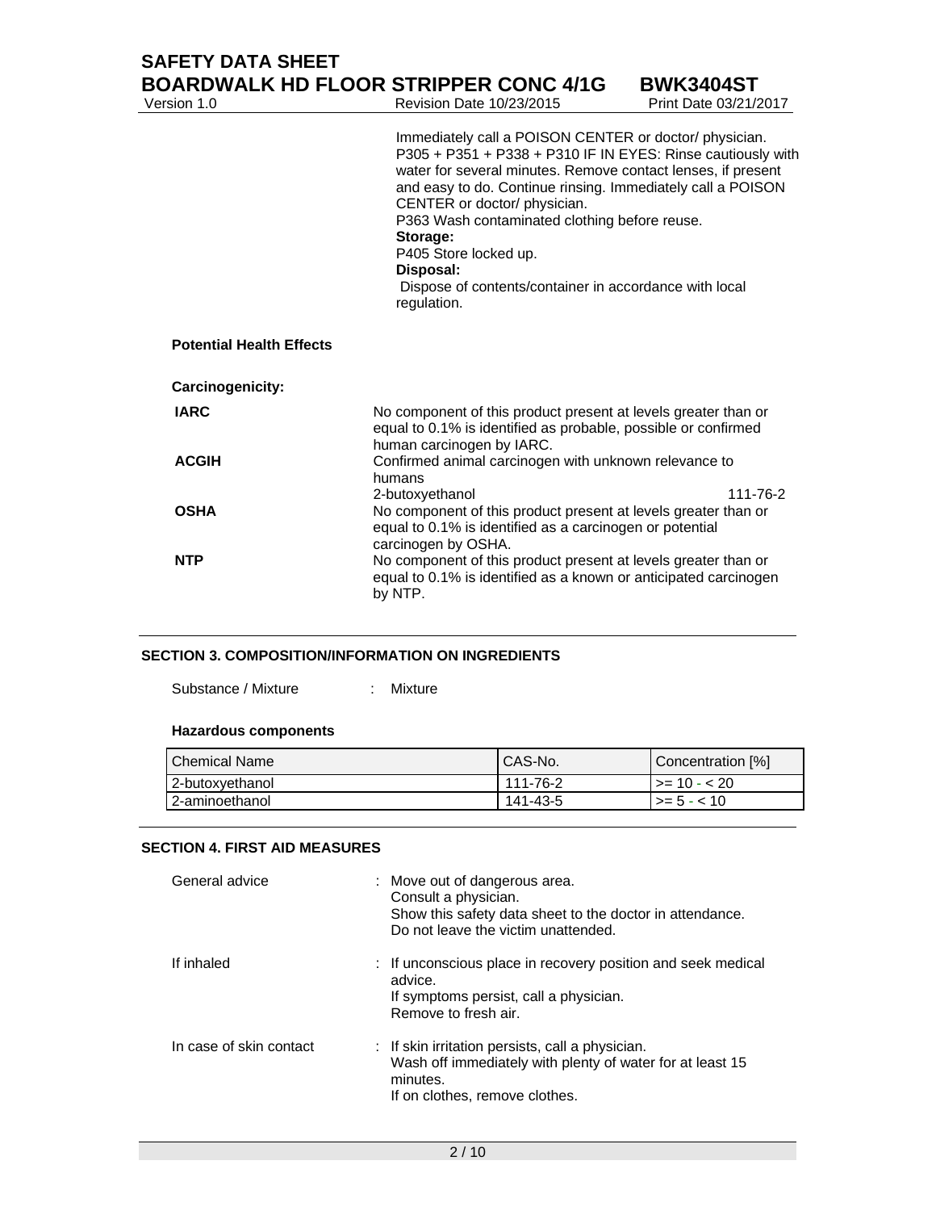Immediately call a POISON CENTER or doctor/ physician.
P305 + P351 + P338 + P310 IF IN EYES: Rinse cautiously with water for several minutes. Remove contact lenses, if present and easy to do. Continue rinsing. Immediately call a POISON CENTER or doctor/ physician.
P363 Wash contaminated clothing before reuse.

**Storage:**

P405 Store locked up.

**Disposal:**

Dispose of contents/container in accordance with local regulation.

**Potential Health Effects**

**Carcinogenicity:**

**IARC** No component of this product present at levels greater than or equal to 0.1% is identified as probable, possible or confirmed human carcinogen by IARC.

**ACGIH** Confirmed animal carcinogen with unknown relevance to humans
2-butoxyethanol 111-76-2

**OSHA** No component of this product present at levels greater than or equal to 0.1% is identified as a carcinogen or potential carcinogen by OSHA.

**NTP** No component of this product present at levels greater than or equal to 0.1% is identified as a known or anticipated carcinogen by NTP.

## SECTION 3. COMPOSITION/INFORMATION ON INGREDIENTS

Substance / Mixture : Mixture

**Hazardous components**

| Chemical Name | CAS-No. | Concentration [%] |
|---|---|---|
| 2-butoxyethanol | 111-76-2 | >= 10 - < 20 |
| 2-aminoethanol | 141-43-5 | >= 5 - < 10 |

## SECTION 4. FIRST AID MEASURES

General advice : Move out of dangerous area.
Consult a physician.
Show this safety data sheet to the doctor in attendance.
Do not leave the victim unattended.

If inhaled : If unconscious place in recovery position and seek medical advice.
If symptoms persist, call a physician.
Remove to fresh air.

In case of skin contact : If skin irritation persists, call a physician.
Wash off immediately with plenty of water for at least 15 minutes.
If on clothes, remove clothes.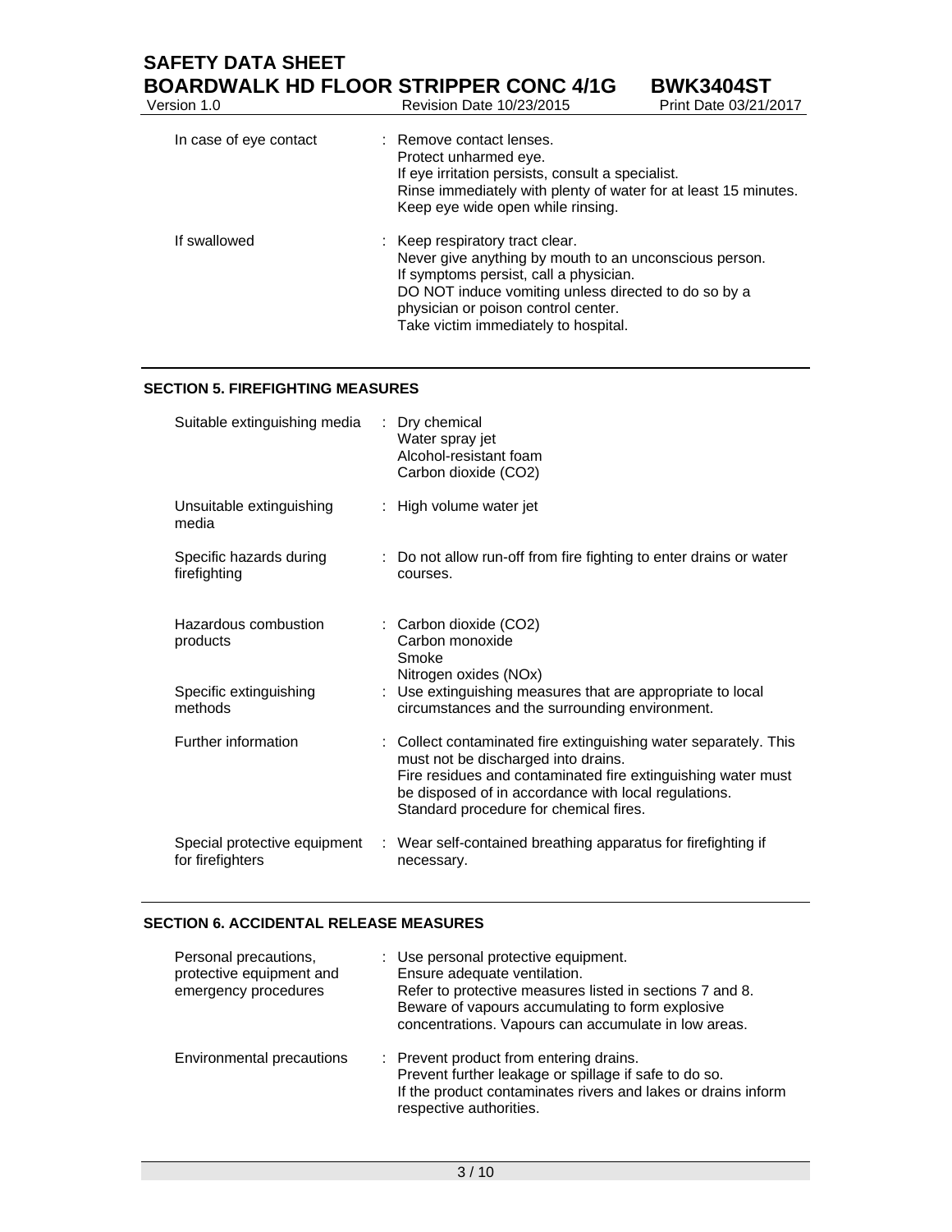| | |
|---|---|
| In case of eye contact | : Remove contact lenses.<br>Protect unharmed eye.<br>If eye irritation persists, consult a specialist.<br>Rinse immediately with plenty of water for at least 15 minutes.<br>Keep eye wide open while rinsing. |
| If swallowed | : Keep respiratory tract clear.<br>Never give anything by mouth to an unconscious person.<br>If symptoms persist, call a physician.<br>DO NOT induce vomiting unless directed to do so by a physician or poison control center.<br>Take victim immediately to hospital. |

## SECTION 5. FIREFIGHTING MEASURES

| | |
|---|---|
| Suitable extinguishing media | : Dry chemical<br>Water spray jet<br>Alcohol-resistant foam<br>Carbon dioxide ($CO_2$) |
| Unsuitable extinguishing media | : High volume water jet |
| Specific hazards during firefighting | : Do not allow run-off from fire fighting to enter drains or water courses. |
| Hazardous combustion products | : Carbon dioxide ($CO_2$)<br>Carbon monoxide<br>Smoke<br>Nitrogen oxides ($NO_x$) |
| Specific extinguishing methods | : Use extinguishing measures that are appropriate to local circumstances and the surrounding environment. |
| Further information | : Collect contaminated fire extinguishing water separately. This must not be discharged into drains.<br>Fire residues and contaminated fire extinguishing water must be disposed of in accordance with local regulations.<br>Standard procedure for chemical fires. |
| Special protective equipment for firefighters | : Wear self-contained breathing apparatus for firefighting if necessary. |

## SECTION 6. ACCIDENTAL RELEASE MEASURES

| | |
|---|---|
| Personal precautions, protective equipment and emergency procedures | : Use personal protective equipment.<br>Ensure adequate ventilation.<br>Refer to protective measures listed in sections 7 and 8.<br>Beware of vapours accumulating to form explosive concentrations. Vapours can accumulate in low areas. |
| Environmental precautions | : Prevent product from entering drains.<br>Prevent further leakage or spillage if safe to do so.<br>If the product contaminates rivers and lakes or drains inform respective authorities. |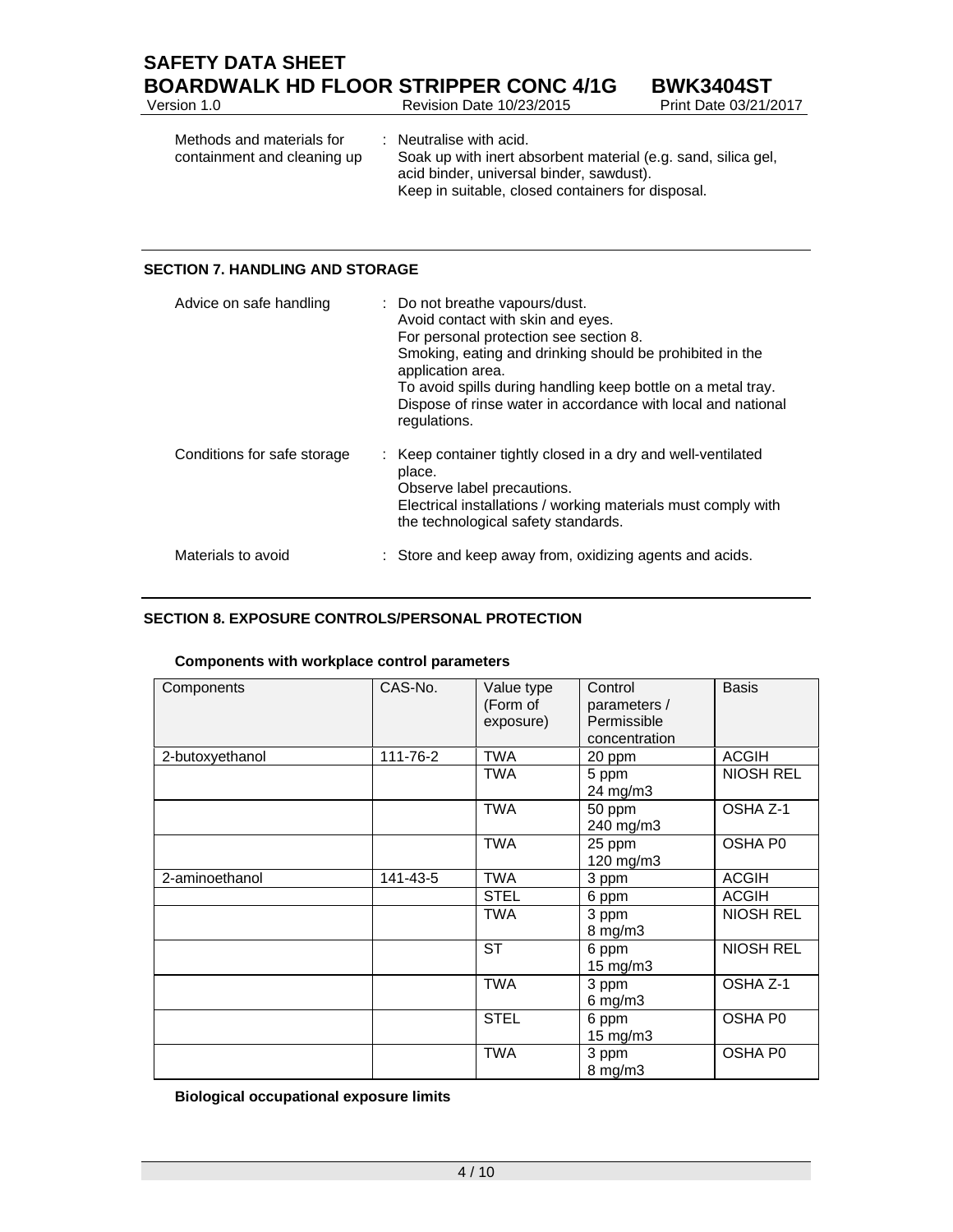| | |
|---|---|
| Methods and materials for containment and cleaning up | : Neutralise with acid.<br>Soak up with inert absorbent material (e.g. sand, silica gel, acid binder, universal binder, sawdust).<br>Keep in suitable, closed containers for disposal. |

## SECTION 7. HANDLING AND STORAGE

| | |
|---|---|
| Advice on safe handling | : Do not breathe vapours/dust.<br>Avoid contact with skin and eyes.<br>For personal protection see section 8.<br>Smoking, eating and drinking should be prohibited in the application area.<br>To avoid spills during handling keep bottle on a metal tray.<br>Dispose of rinse water in accordance with local and national regulations. |
| Conditions for safe storage | : Keep container tightly closed in a dry and well-ventilated place.<br>Observe label precautions.<br>Electrical installations / working materials must comply with the technological safety standards. |
| Materials to avoid | : Store and keep away from, oxidizing agents and acids. |

## SECTION 8. EXPOSURE CONTROLS/PERSONAL PROTECTION

**Components with workplace control parameters**

| Components | CAS-No. | Value type (Form of exposure) | Control parameters / Permissible concentration | Basis |
|---|---|---|---|---|
| 2-butoxyethanol | 111-76-2 | TWA | 20 ppm | ACGIH |
| | | TWA | 5 ppm<br>24 mg/m3 | NIOSH REL |
| | | TWA | 50 ppm<br>240 mg/m3 | OSHA Z-1 |
| | | TWA | 25 ppm<br>120 mg/m3 | OSHA P0 |
| 2-aminoethanol | 141-43-5 | TWA | 3 ppm | ACGIH |
| | | STEL | 6 ppm | ACGIH |
| | | TWA | 3 ppm<br>8 mg/m3 | NIOSH REL |
| | | ST | 6 ppm<br>15 mg/m3 | NIOSH REL |
| | | TWA | 3 ppm<br>6 mg/m3 | OSHA Z-1 |
| | | STEL | 6 ppm<br>15 mg/m3 | OSHA P0 |
| | | TWA | 3 ppm<br>8 mg/m3 | OSHA P0 |

**Biological occupational exposure limits**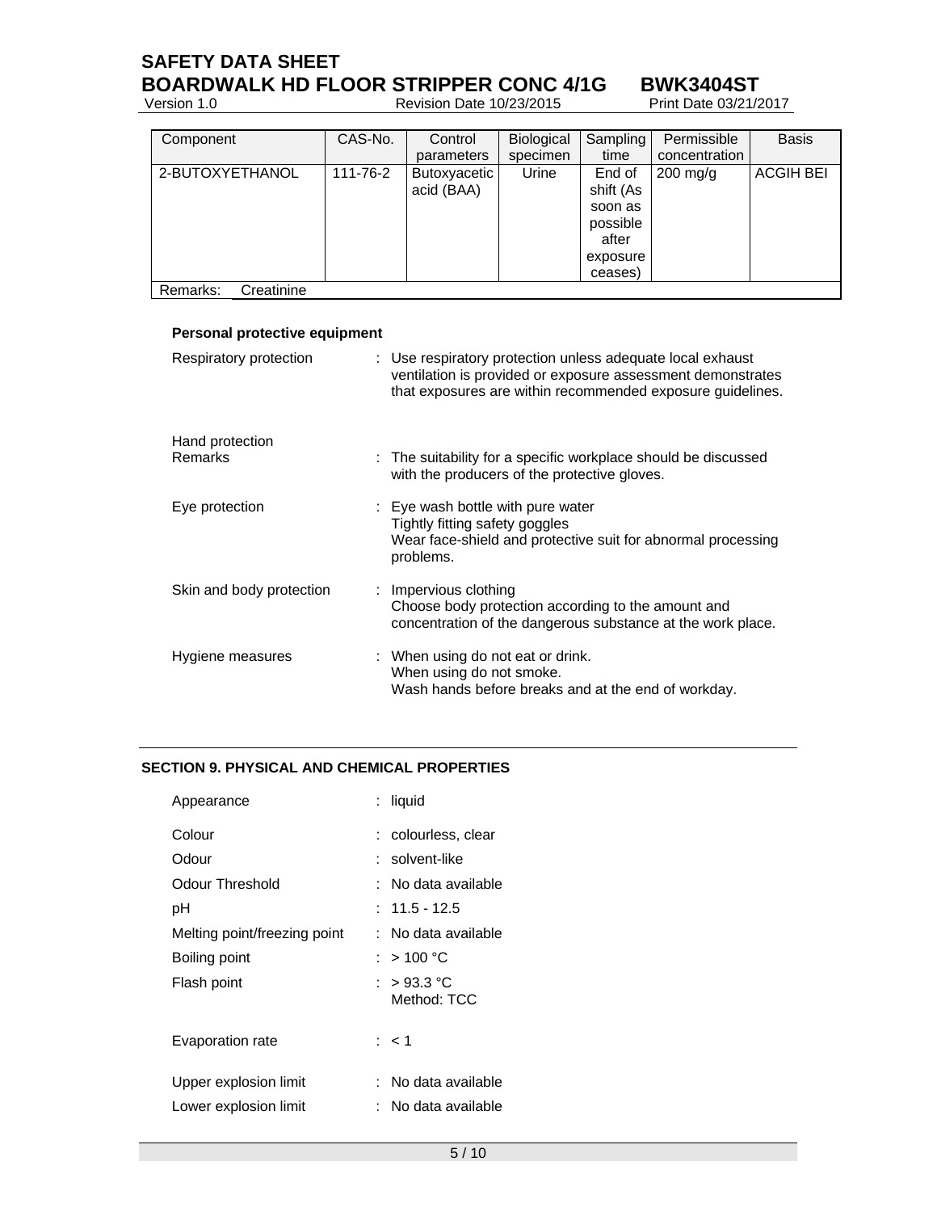| Component | CAS-No. | Control parameters | Biological specimen | Sampling time | Permissible concentration | Basis |
|---|---|---|---|---|---|---|
| 2-BUTOXYETHANOL | 111-76-2 | Butoxyacetic acid (BAA) | Urine | End of shift (As soon as possible after exposure ceases) | 200 mg/g | ACGIH BEI |
| Remarks: Creatinine | | | | | | |

**Personal protective equipment**

Respiratory protection : Use respiratory protection unless adequate local exhaust ventilation is provided or exposure assessment demonstrates that exposures are within recommended exposure guidelines.

Hand protection
Remarks : The suitability for a specific workplace should be discussed with the producers of the protective gloves.

Eye protection : Eye wash bottle with pure water
Tightly fitting safety goggles
Wear face-shield and protective suit for abnormal processing problems.

Skin and body protection : Impervious clothing
Choose body protection according to the amount and concentration of the dangerous substance at the work place.

Hygiene measures : When using do not eat or drink.
When using do not smoke.
Wash hands before breaks and at the end of workday.

## SECTION 9. PHYSICAL AND CHEMICAL PROPERTIES

Appearance : liquid

Colour : colourless, clear

Odour : solvent-like

Odour Threshold : No data available

pH : 11.5 - 12.5

Melting point/freezing point : No data available

Boiling point : > 100 °C

Flash point : > 93.3 °C
Method: TCC

Evaporation rate : < 1

Upper explosion limit : No data available

Lower explosion limit : No data available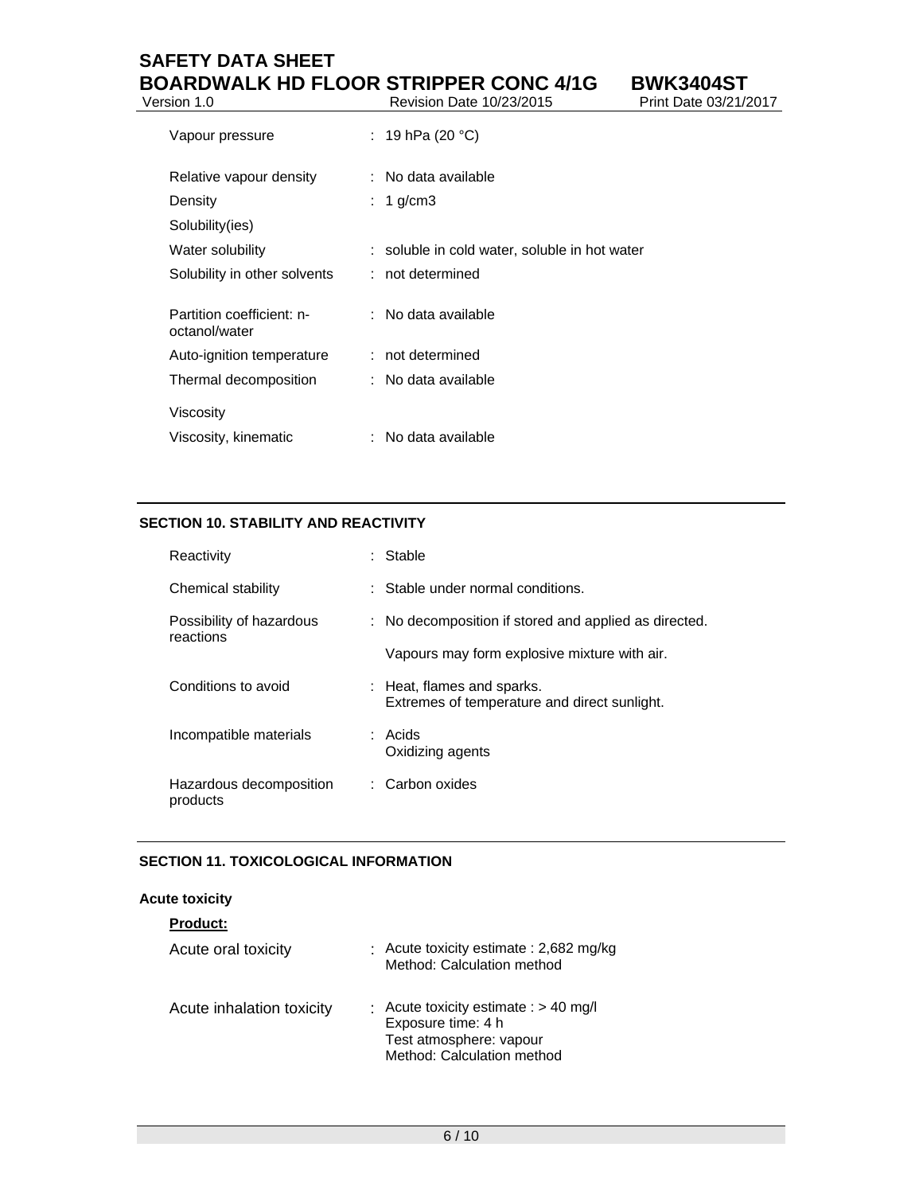| | |
|---|---|
| Vapour pressure | : 19 hPa (20 °C) |
| Relative vapour density | : No data available |
| Density | : 1 g/cm3 |
| Solubility(ies) | |
| Water solubility | : soluble in cold water, soluble in hot water |
| Solubility in other solvents | : not determined |
| Partition coefficient: n-octanol/water | : No data available |
| Auto-ignition temperature | : not determined |
| Thermal decomposition | : No data available |
| Viscosity | |
| Viscosity, kinematic | : No data available |

## SECTION 10. STABILITY AND REACTIVITY

| | |
|---|---|
| Reactivity | : Stable |
| Chemical stability | : Stable under normal conditions. |
| Possibility of hazardous reactions | : No decomposition if stored and applied as directed.<br>Vapours may form explosive mixture with air. |
| Conditions to avoid | : Heat, flames and sparks.<br>Extremes of temperature and direct sunlight. |
| Incompatible materials | : Acids<br>Oxidizing agents |
| Hazardous decomposition products | : Carbon oxides |

## SECTION 11. TOXICOLOGICAL INFORMATION

**Acute toxicity**

**Product:**

| | |
|---|---|
| Acute oral toxicity | : Acute toxicity estimate : 2,682 mg/kg<br>Method: Calculation method |
| Acute inhalation toxicity | : Acute toxicity estimate : > 40 mg/l<br>Exposure time: 4 h<br>Test atmosphere: vapour<br>Method: Calculation method |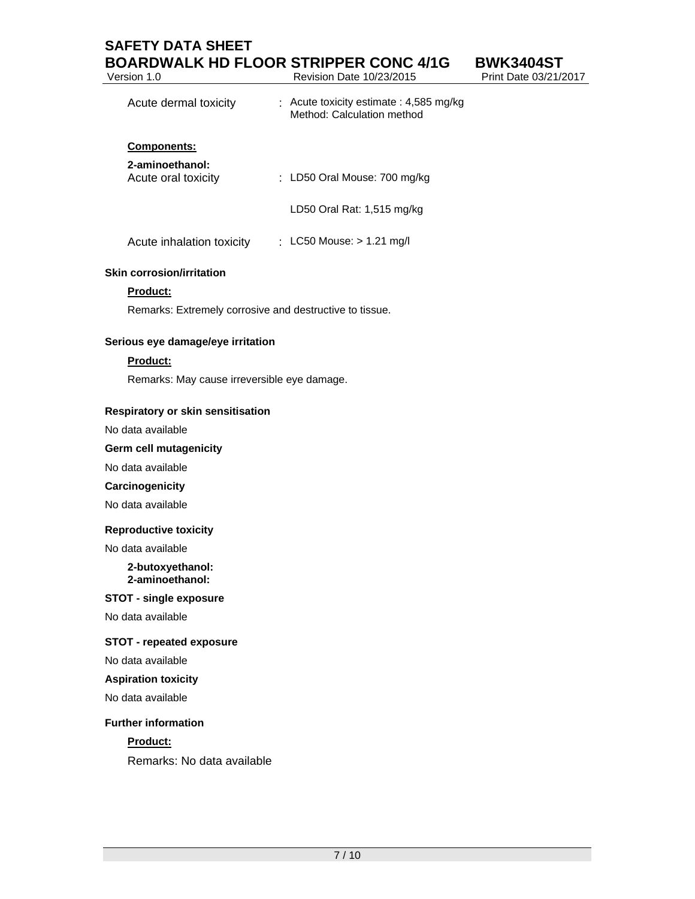Acute dermal toxicity : Acute toxicity estimate : 4,585 mg/kg
Method: Calculation method

**Components:**

**2-aminoethanol:**

Acute oral toxicity : LD50 Oral Mouse: 700 mg/kg

LD50 Oral Rat: 1,515 mg/kg

Acute inhalation toxicity : LC50 Mouse: > 1.21 mg/l

### Skin corrosion/irritation

**Product:**

Remarks: Extremely corrosive and destructive to tissue.

### Serious eye damage/eye irritation

**Product:**

Remarks: May cause irreversible eye damage.

### Respiratory or skin sensitisation

No data available

### Germ cell mutagenicity

No data available

### Carcinogenicity

No data available

### Reproductive toxicity

No data available

**2-butoxyethanol:**
**2-aminoethanol:**

### STOT - single exposure

No data available

### STOT - repeated exposure

No data available

### Aspiration toxicity

No data available

### Further information

**Product:**

Remarks: No data available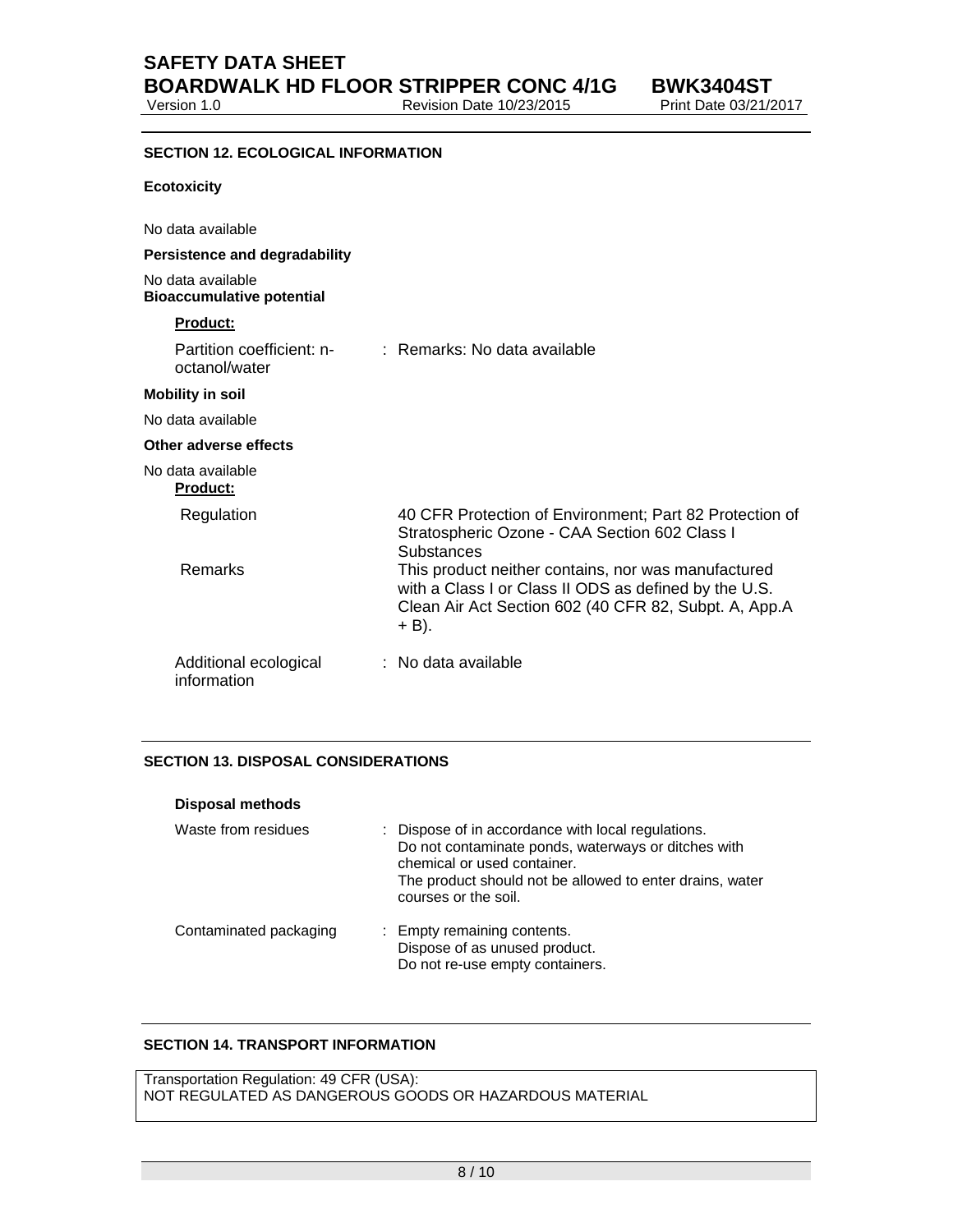## SECTION 12. ECOLOGICAL INFORMATION

**Ecotoxicity**

No data available

**Persistence and degradability**

No data available

**Bioaccumulative potential**

**Product:**

Partition coefficient: n-octanol/water : Remarks: No data available

**Mobility in soil**

No data available

**Other adverse effects**

No data available

**Product:**

| | |
|---|---|
| Regulation | 40 CFR Protection of Environment; Part 82 Protection of Stratospheric Ozone - CAA Section 602 Class I Substances |
| Remarks | This product neither contains, nor was manufactured with a Class I or Class II ODS as defined by the U.S. Clean Air Act Section 602 (40 CFR 82, Subpt. A, App.A + B). |

Additional ecological information : No data available

## SECTION 13. DISPOSAL CONSIDERATIONS

**Disposal methods**

Waste from residues : Dispose of in accordance with local regulations.
Do not contaminate ponds, waterways or ditches with chemical or used container.
The product should not be allowed to enter drains, water courses or the soil.

Contaminated packaging : Empty remaining contents.
Dispose of as unused product.
Do not re-use empty containers.

## SECTION 14. TRANSPORT INFORMATION

Transportation Regulation: 49 CFR (USA):
NOT REGULATED AS DANGEROUS GOODS OR HAZARDOUS MATERIAL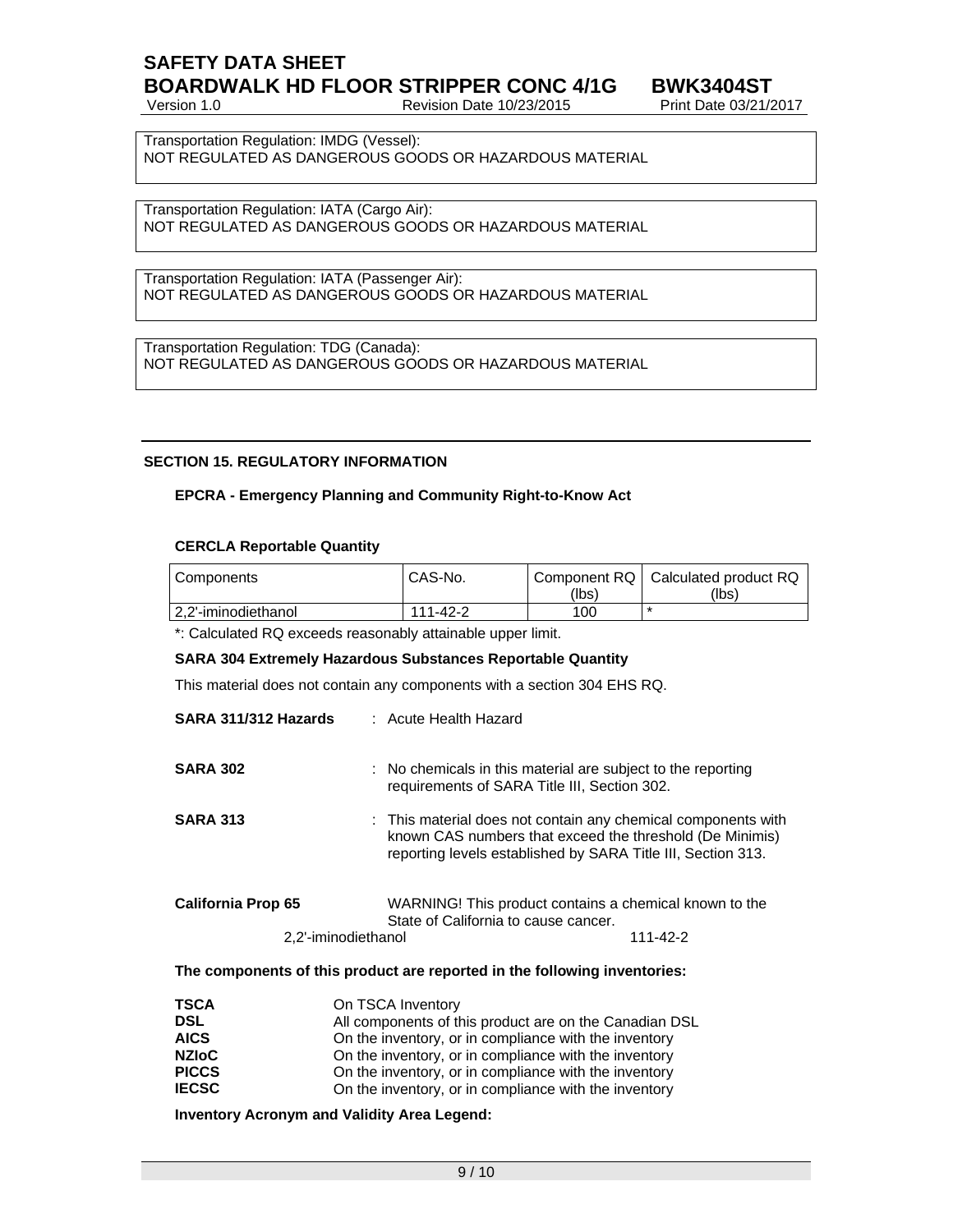Transportation Regulation: IMDG (Vessel):
NOT REGULATED AS DANGEROUS GOODS OR HAZARDOUS MATERIAL

Transportation Regulation: IATA (Cargo Air):
NOT REGULATED AS DANGEROUS GOODS OR HAZARDOUS MATERIAL

Transportation Regulation: IATA (Passenger Air):
NOT REGULATED AS DANGEROUS GOODS OR HAZARDOUS MATERIAL

Transportation Regulation: TDG (Canada):
NOT REGULATED AS DANGEROUS GOODS OR HAZARDOUS MATERIAL

## SECTION 15. REGULATORY INFORMATION

**EPCRA - Emergency Planning and Community Right-to-Know Act**

**CERCLA Reportable Quantity**

| Components | CAS-No. | Component RQ (lbs) | Calculated product RQ (lbs) |
|---|---|---|---|
| 2,2'-iminodiethanol | 111-42-2 | 100 | * |

*: Calculated RQ exceeds reasonably attainable upper limit.

**SARA 304 Extremely Hazardous Substances Reportable Quantity**

This material does not contain any components with a section 304 EHS RQ.

**SARA 311/312 Hazards** : Acute Health Hazard

**SARA 302** : No chemicals in this material are subject to the reporting requirements of SARA Title III, Section 302.

**SARA 313** : This material does not contain any chemical components with known CAS numbers that exceed the threshold (De Minimis) reporting levels established by SARA Title III, Section 313.

**California Prop 65** WARNING! This product contains a chemical known to the State of California to cause cancer.

2,2'-iminodiethanol 111-42-2

**The components of this product are reported in the following inventories:**

**TSCA** On TSCA Inventory
**DSL** All components of this product are on the Canadian DSL
**AICS** On the inventory, or in compliance with the inventory
**NZIoC** On the inventory, or in compliance with the inventory
**PICCS** On the inventory, or in compliance with the inventory
**IECSC** On the inventory, or in compliance with the inventory

**Inventory Acronym and Validity Area Legend:**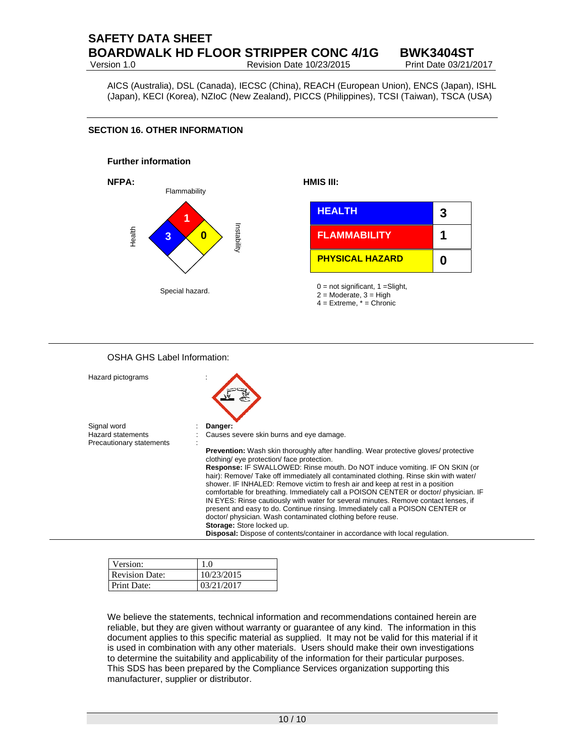AICS (Australia), DSL (Canada), IECSC (China), REACH (European Union), ENCS (Japan), ISHL (Japan), KECI (Korea), NZIoC (New Zealand), PICCS (Philippines), TCSI (Taiwan), TSCA (USA)

## SECTION 16. OTHER INFORMATION

### Further information

**NFPA:**

Flammability

1

Health

3

0

Instability

Special hazard.

**HMIS III:**

| | |
|---|---|
| **HEALTH** | **3** |
| **FLAMMABILITY** | **1** |
| **PHYSICAL HAZARD** | **0** |

0 = not significant, 1 =Slight,
2 = Moderate, 3 = High
4 = Extreme, * = Chronic

OSHA GHS Label Information:

| | | |
|---|---|---|
| Hazard pictograms | : | |
| Signal word | : | **Danger:** |
| Hazard statements | : | Causes severe skin burns and eye damage. |
| Precautionary statements | : | **Prevention:** Wash skin thoroughly after handling. Wear protective gloves/ protective clothing/ eye protection/ face protection. **Response:** IF SWALLOWED: Rinse mouth. Do NOT induce vomiting. IF ON SKIN (or hair): Remove/ Take off immediately all contaminated clothing. Rinse skin with water/ shower. IF INHALED: Remove victim to fresh air and keep at rest in a position comfortable for breathing. Immediately call a POISON CENTER or doctor/ physician. IF IN EYES: Rinse cautiously with water for several minutes. Remove contact lenses, if present and easy to do. Continue rinsing. Immediately call a POISON CENTER or doctor/ physician. Wash contaminated clothing before reuse. **Storage:** Store locked up. **Disposal:** Dispose of contents/container in accordance with local regulation. |

| | |
|---|---|
| Version: | 1.0 |
| Revision Date: | 10/23/2015 |
| Print Date: | 03/21/2017 |

We believe the statements, technical information and recommendations contained herein are reliable, but they are given without warranty or guarantee of any kind. The information in this document applies to this specific material as supplied. It may not be valid for this material if it is used in combination with any other materials. Users should make their own investigations to determine the suitability and applicability of the information for their particular purposes. This SDS has been prepared by the Compliance Services organization supporting this manufacturer, supplier or distributor.